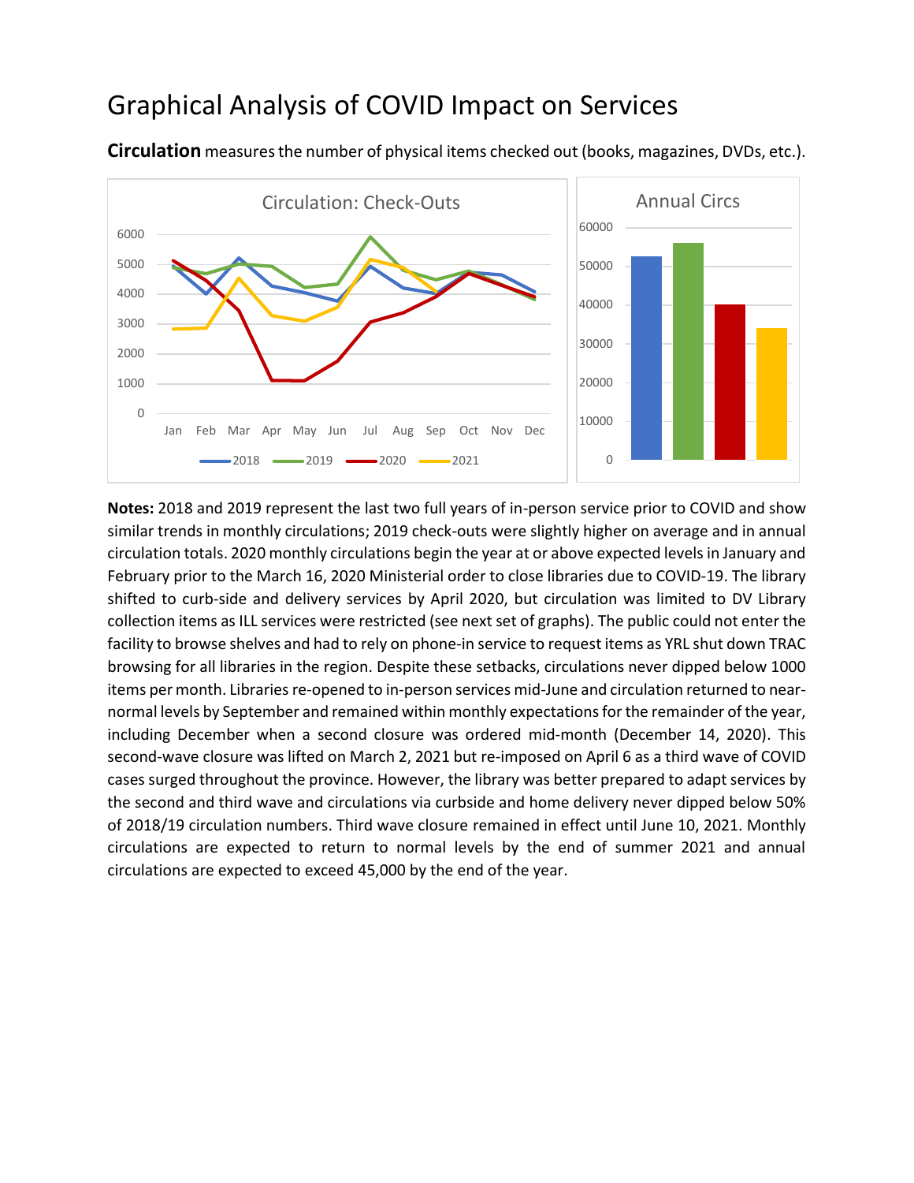# Graphical Analysis of COVID Impact on Services

**Circulation** measures the number of physical items checked out (books, magazines, DVDs, etc.).

**Notes:** 2018 and 2019 represent the last two full years of in-person service prior to COVID and show similar trends in monthly circulations; 2019 check-outs were slightly higher on average and in annual circulation totals. 2020 monthly circulations begin the year at or above expected levels in January and February prior to the March 16, 2020 Ministerial order to close libraries due to COVID-19. The library shifted to curb-side and delivery services by April 2020, but circulation was limited to DV Library collection items as ILL services were restricted (see next set of graphs). The public could not enter the facility to browse shelves and had to rely on phone-in service to request items as YRL shut down TRAC browsing for all libraries in the region. Despite these setbacks, circulations never dipped below 1000 items per month. Libraries re-opened to in-person services mid-June and circulation returned to near-normal levels by September and remained within monthly expectations for the remainder of the year, including December when a second closure was ordered mid-month (December 14, 2020). This second-wave closure was lifted on March 2, 2021 but re-imposed on April 6 as a third wave of COVID cases surged throughout the province. However, the library was better prepared to adapt services by the second and third wave and circulations via curbside and home delivery never dipped below 50% of 2018/19 circulation numbers. Third wave closure remained in effect until June 10, 2021. Monthly circulations are expected to return to normal levels by the end of summer 2021 and annual circulations are expected to exceed 45,000 by the end of the year.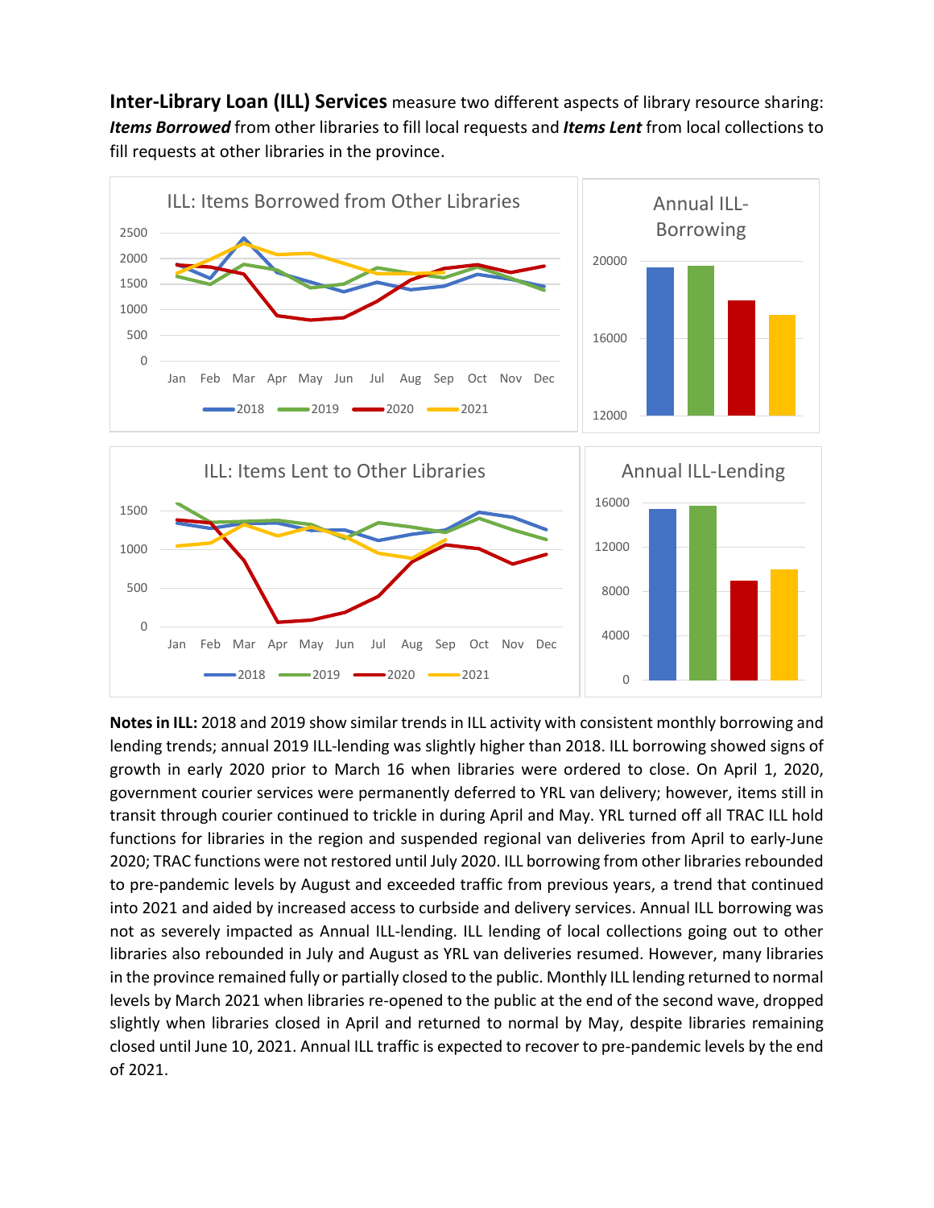**Inter-Library Loan (ILL) Services** measure two different aspects of library resource sharing: ***Items Borrowed*** from other libraries to fill local requests and ***Items Lent*** from local collections to fill requests at other libraries in the province.

**Notes in ILL:** 2018 and 2019 show similar trends in ILL activity with consistent monthly borrowing and lending trends; annual 2019 ILL-lending was slightly higher than 2018. ILL borrowing showed signs of growth in early 2020 prior to March 16 when libraries were ordered to close. On April 1, 2020, government courier services were permanently deferred to YRL van delivery; however, items still in transit through courier continued to trickle in during April and May. YRL turned off all TRAC ILL hold functions for libraries in the region and suspended regional van deliveries from April to early-June 2020; TRAC functions were not restored until July 2020. ILL borrowing from other libraries rebounded to pre-pandemic levels by August and exceeded traffic from previous years, a trend that continued into 2021 and aided by increased access to curbside and delivery services. Annual ILL borrowing was not as severely impacted as Annual ILL-lending. ILL lending of local collections going out to other libraries also rebounded in July and August as YRL van deliveries resumed. However, many libraries in the province remained fully or partially closed to the public. Monthly ILL lending returned to normal levels by March 2021 when libraries re-opened to the public at the end of the second wave, dropped slightly when libraries closed in April and returned to normal by May, despite libraries remaining closed until June 10, 2021. Annual ILL traffic is expected to recover to pre-pandemic levels by the end of 2021.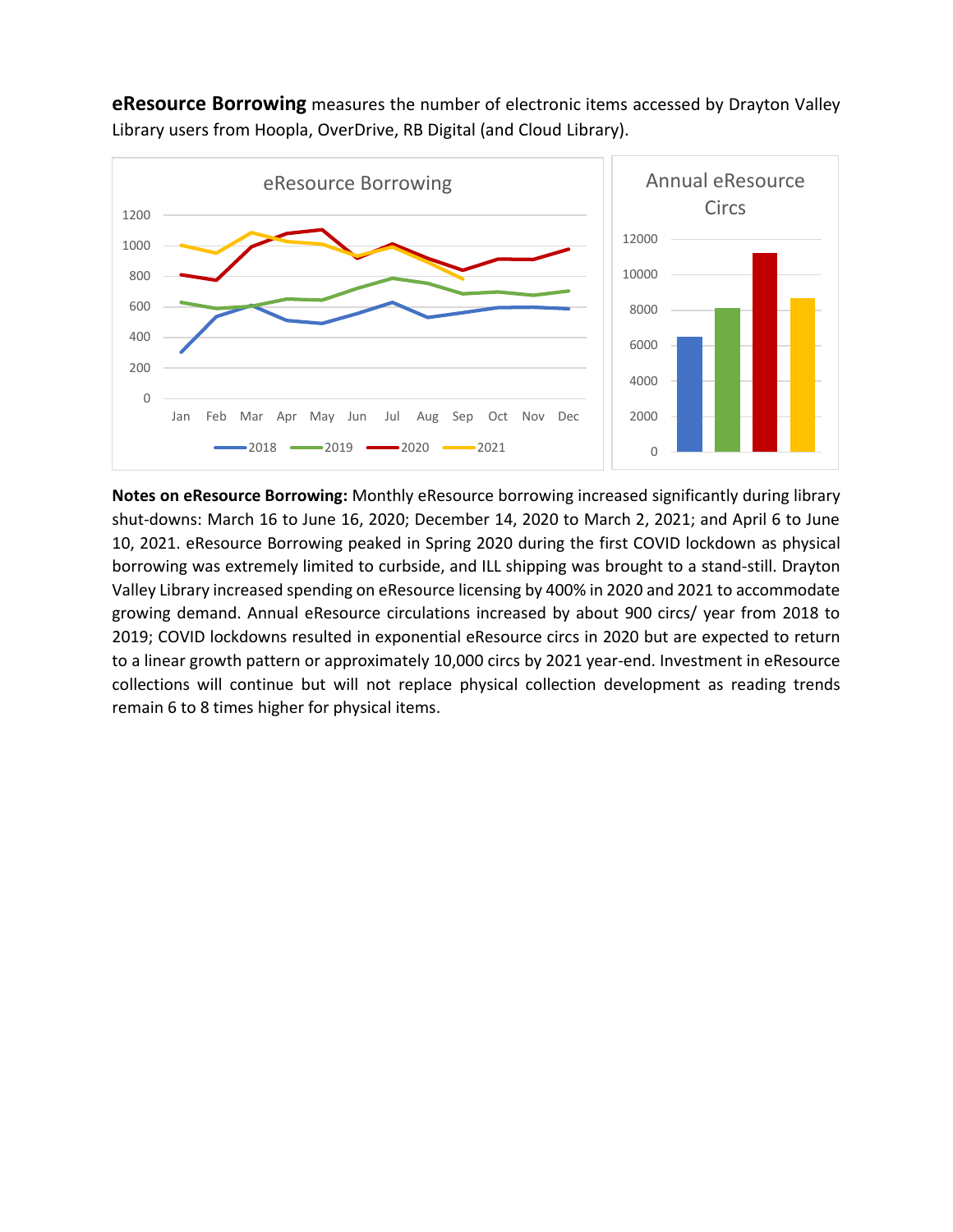**eResource Borrowing** measures the number of electronic items accessed by Drayton Valley Library users from Hoopla, OverDrive, RB Digital (and Cloud Library).

**Notes on eResource Borrowing:** Monthly eResource borrowing increased significantly during library shut-downs: March 16 to June 16, 2020; December 14, 2020 to March 2, 2021; and April 6 to June 10, 2021. eResource Borrowing peaked in Spring 2020 during the first COVID lockdown as physical borrowing was extremely limited to curbside, and ILL shipping was brought to a stand-still. Drayton Valley Library increased spending on eResource licensing by 400% in 2020 and 2021 to accommodate growing demand. Annual eResource circulations increased by about 900 circs/ year from 2018 to 2019; COVID lockdowns resulted in exponential eResource circs in 2020 but are expected to return to a linear growth pattern or approximately 10,000 circs by 2021 year-end. Investment in eResource collections will continue but will not replace physical collection development as reading trends remain 6 to 8 times higher for physical items.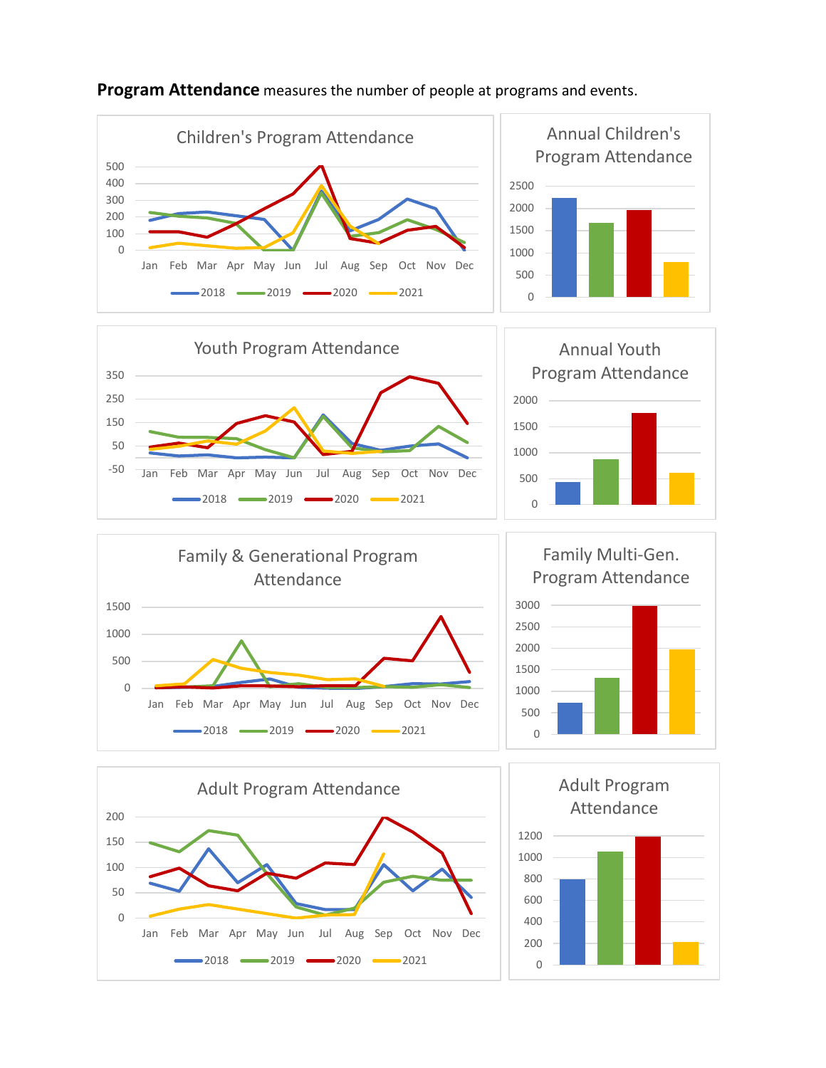**Program Attendance** measures the number of people at programs and events.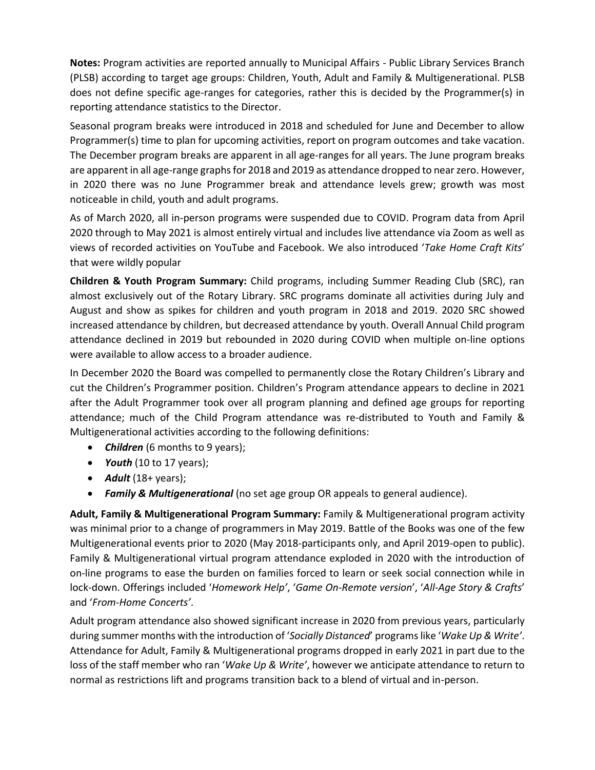**Notes:** Program activities are reported annually to Municipal Affairs - Public Library Services Branch (PLSB) according to target age groups: Children, Youth, Adult and Family & Multigenerational. PLSB does not define specific age-ranges for categories, rather this is decided by the Programmer(s) in reporting attendance statistics to the Director.

Seasonal program breaks were introduced in 2018 and scheduled for June and December to allow Programmer(s) time to plan for upcoming activities, report on program outcomes and take vacation. The December program breaks are apparent in all age-ranges for all years. The June program breaks are apparent in all age-range graphs for 2018 and 2019 as attendance dropped to near zero. However, in 2020 there was no June Programmer break and attendance levels grew; growth was most noticeable in child, youth and adult programs.

As of March 2020, all in-person programs were suspended due to COVID. Program data from April 2020 through to May 2021 is almost entirely virtual and includes live attendance via Zoom as well as views of recorded activities on YouTube and Facebook. We also introduced '*Take Home Craft Kits*' that were wildly popular

**Children & Youth Program Summary:** Child programs, including Summer Reading Club (SRC), ran almost exclusively out of the Rotary Library. SRC programs dominate all activities during July and August and show as spikes for children and youth program in 2018 and 2019. 2020 SRC showed increased attendance by children, but decreased attendance by youth. Overall Annual Child program attendance declined in 2019 but rebounded in 2020 during COVID when multiple on-line options were available to allow access to a broader audience.

In December 2020 the Board was compelled to permanently close the Rotary Children's Library and cut the Children's Programmer position. Children's Program attendance appears to decline in 2021 after the Adult Programmer took over all program planning and defined age groups for reporting attendance; much of the Child Program attendance was re-distributed to Youth and Family & Multigenerational activities according to the following definitions:

- ***Children*** (6 months to 9 years);
- ***Youth*** (10 to 17 years);
- ***Adult*** (18+ years);
- ***Family & Multigenerational*** (no set age group OR appeals to general audience).

**Adult, Family & Multigenerational Program Summary:** Family & Multigenerational program activity was minimal prior to a change of programmers in May 2019. Battle of the Books was one of the few Multigenerational events prior to 2020 (May 2018-participants only, and April 2019-open to public). Family & Multigenerational virtual program attendance exploded in 2020 with the introduction of on-line programs to ease the burden on families forced to learn or seek social connection while in lock-down. Offerings included '*Homework Help*', '*Game On-Remote version*', '*All-Age Story & Crafts*' and '*From-Home Concerts*'.

Adult program attendance also showed significant increase in 2020 from previous years, particularly during summer months with the introduction of '*Socially Distanced*' programs like '*Wake Up & Write*'. Attendance for Adult, Family & Multigenerational programs dropped in early 2021 in part due to the loss of the staff member who ran '*Wake Up & Write*', however we anticipate attendance to return to normal as restrictions lift and programs transition back to a blend of virtual and in-person.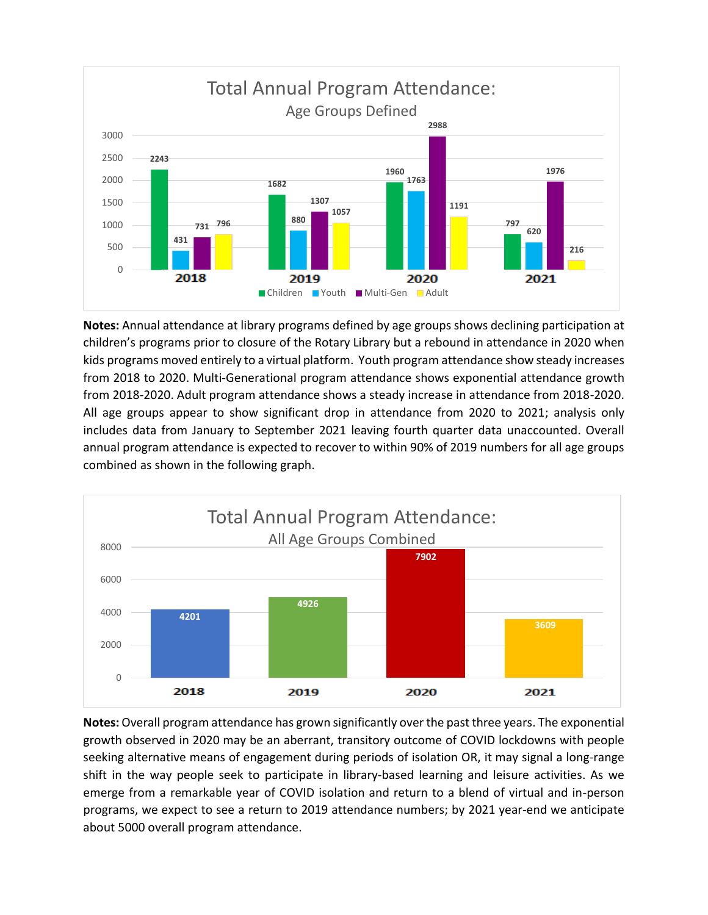Total Annual Program Attendance:
Age Groups Defined

3000
2500
2000
1500
1000
500
0

2243
431
731
796
2018

1682
880
1307
1057
2019

1960
1763
2988
1191
2020

797
620
1976
216
2021

Children Youth Multi-Gen Adult

**Notes:** Annual attendance at library programs defined by age groups shows declining participation at children's programs prior to closure of the Rotary Library but a rebound in attendance in 2020 when kids programs moved entirely to a virtual platform. Youth program attendance show steady increases from 2018 to 2020. Multi-Generational program attendance shows exponential attendance growth from 2018-2020. Adult program attendance shows a steady increase in attendance from 2018-2020. All age groups appear to show significant drop in attendance from 2020 to 2021; analysis only includes data from January to September 2021 leaving fourth quarter data unaccounted. Overall annual program attendance is expected to recover to within 90% of 2019 numbers for all age groups combined as shown in the following graph.

Total Annual Program Attendance:
All Age Groups Combined

8000
6000
4000
2000
0

4201
2018

4926
2019

7902
2020

3609
2021

**Notes:** Overall program attendance has grown significantly over the past three years. The exponential growth observed in 2020 may be an aberrant, transitory outcome of COVID lockdowns with people seeking alternative means of engagement during periods of isolation OR, it may signal a long-range shift in the way people seek to participate in library-based learning and leisure activities. As we emerge from a remarkable year of COVID isolation and return to a blend of virtual and in-person programs, we expect to see a return to 2019 attendance numbers; by 2021 year-end we anticipate about 5000 overall program attendance.